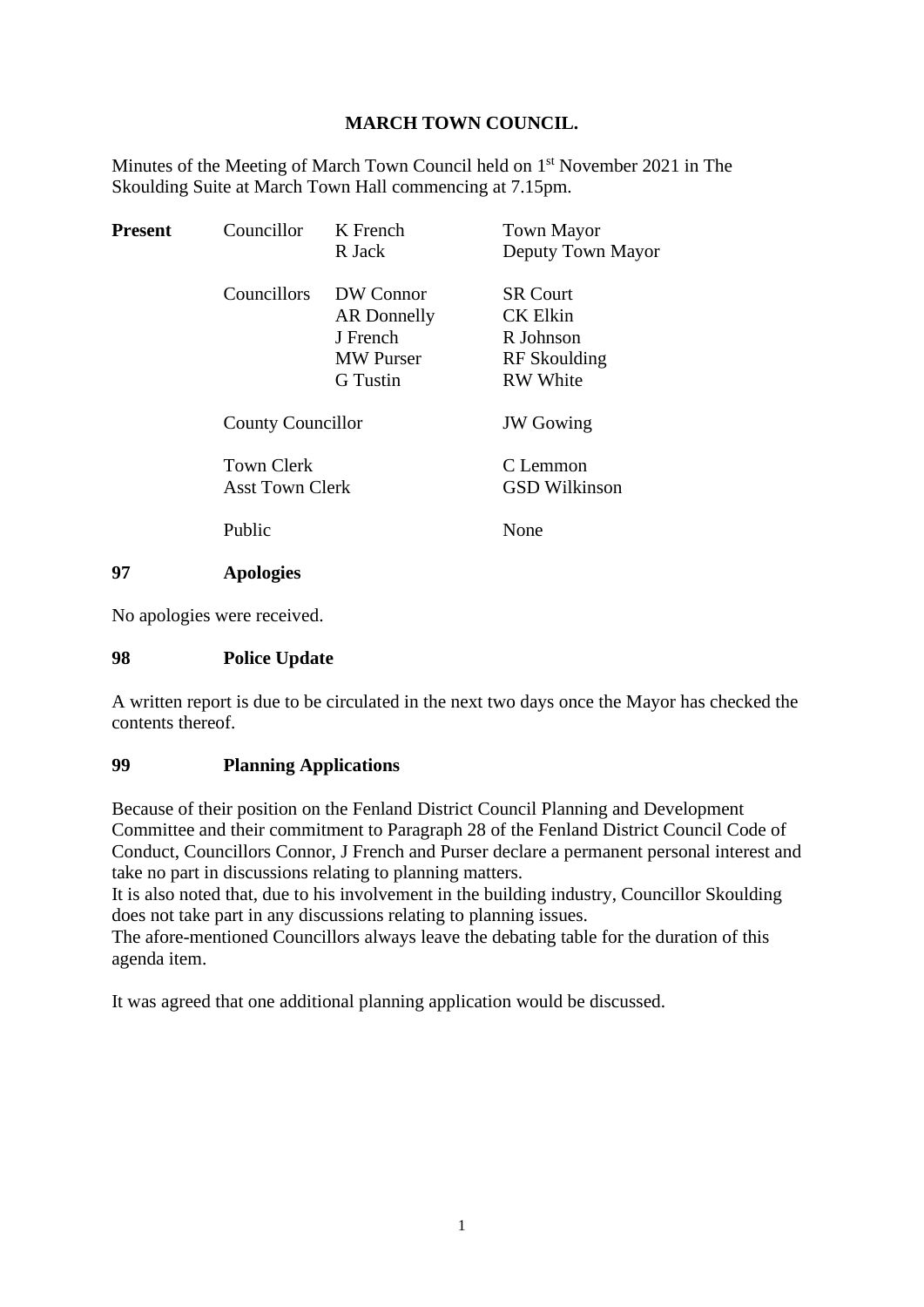# MARCH TOWN COUNCIL.

Minutes of the Meeting of March Town Council held on 1st November 2021 in The Skoulding Suite at March Town Hall commencing at 7.15pm.

| **Present** | Councillor | K French | Town Mayor |
|---|---|---|---|
| | | R Jack | Deputy Town Mayor |
| | Councillors | DW Connor | SR Court |
| | | AR Donnelly | CK Elkin |
| | | J French | R Johnson |
| | | MW Purser | RF Skoulding |
| | | G Tustin | RW White |
| | County Councillor | | JW Gowing |
| | Town Clerk | | C Lemmon |
| | Asst Town Clerk | | GSD Wilkinson |
| | Public | | None |

## 97 Apologies

No apologies were received.

## 98 Police Update

A written report is due to be circulated in the next two days once the Mayor has checked the contents thereof.

## 99 Planning Applications

Because of their position on the Fenland District Council Planning and Development Committee and their commitment to Paragraph 28 of the Fenland District Council Code of Conduct, Councillors Connor, J French and Purser declare a permanent personal interest and take no part in discussions relating to planning matters.
It is also noted that, due to his involvement in the building industry, Councillor Skoulding does not take part in any discussions relating to planning issues.
The afore-mentioned Councillors always leave the debating table for the duration of this agenda item.

It was agreed that one additional planning application would be discussed.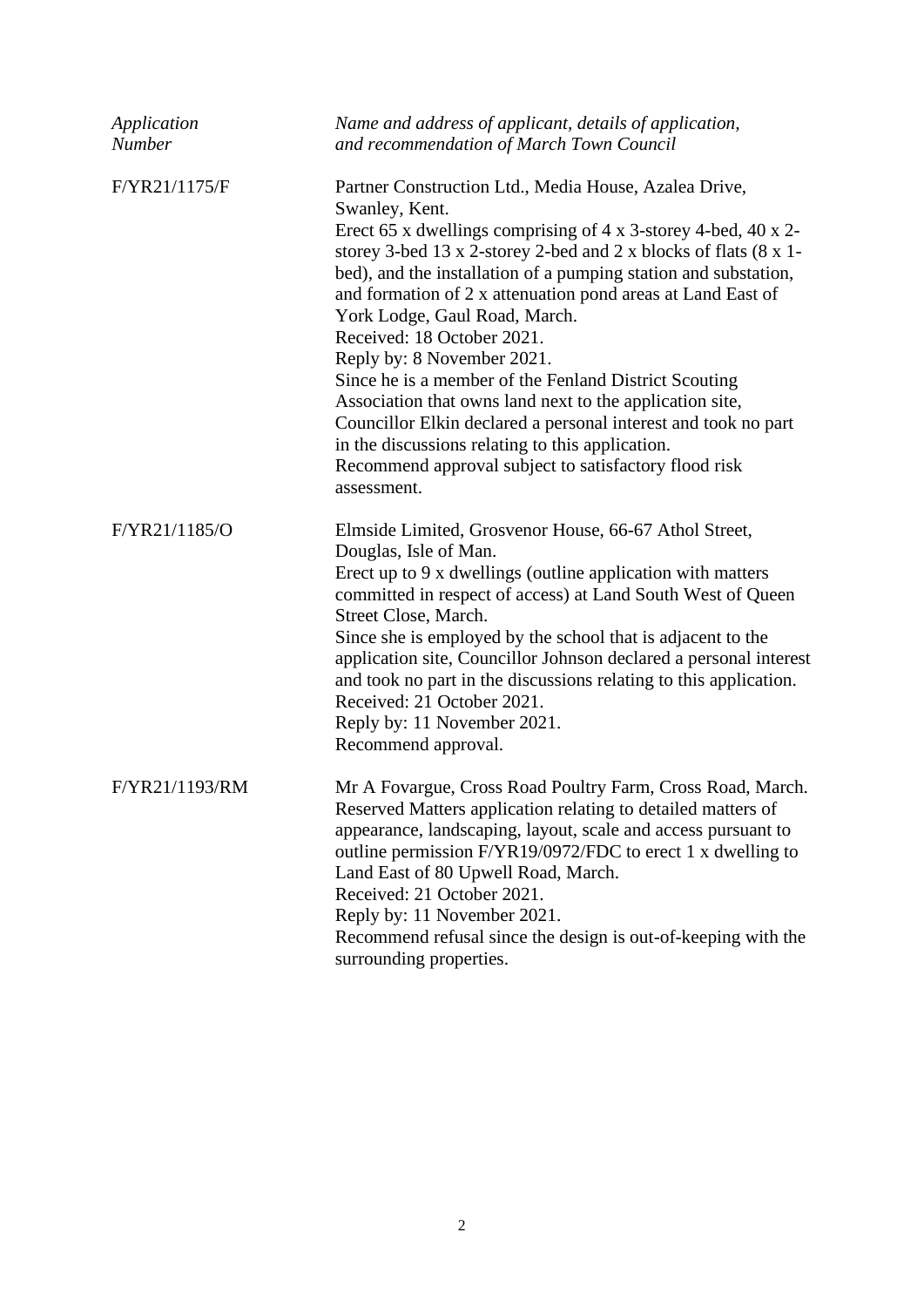| *Application Number* | *Name and address of applicant, details of application, and recommendation of March Town Council* |
|---|---|
| F/YR21/1175/F | Partner Construction Ltd., Media House, Azalea Drive, Swanley, Kent.<br>Erect 65 x dwellings comprising of 4 x 3-storey 4-bed, 40 x 2-storey 3-bed 13 x 2-storey 2-bed and 2 x blocks of flats (8 x 1-bed), and the installation of a pumping station and substation, and formation of 2 x attenuation pond areas at Land East of York Lodge, Gaul Road, March.<br>Received: 18 October 2021.<br>Reply by: 8 November 2021.<br>Since he is a member of the Fenland District Scouting Association that owns land next to the application site, Councillor Elkin declared a personal interest and took no part in the discussions relating to this application.<br>Recommend approval subject to satisfactory flood risk assessment. |
| F/YR21/1185/O | Elmside Limited, Grosvenor House, 66-67 Athol Street, Douglas, Isle of Man.<br>Erect up to 9 x dwellings (outline application with matters committed in respect of access) at Land South West of Queen Street Close, March.<br>Since she is employed by the school that is adjacent to the application site, Councillor Johnson declared a personal interest and took no part in the discussions relating to this application.<br>Received: 21 October 2021.<br>Reply by: 11 November 2021.<br>Recommend approval. |
| F/YR21/1193/RM | Mr A Fovargue, Cross Road Poultry Farm, Cross Road, March.<br>Reserved Matters application relating to detailed matters of appearance, landscaping, layout, scale and access pursuant to outline permission F/YR19/0972/FDC to erect 1 x dwelling to Land East of 80 Upwell Road, March.<br>Received: 21 October 2021.<br>Reply by: 11 November 2021.<br>Recommend refusal since the design is out-of-keeping with the surrounding properties. |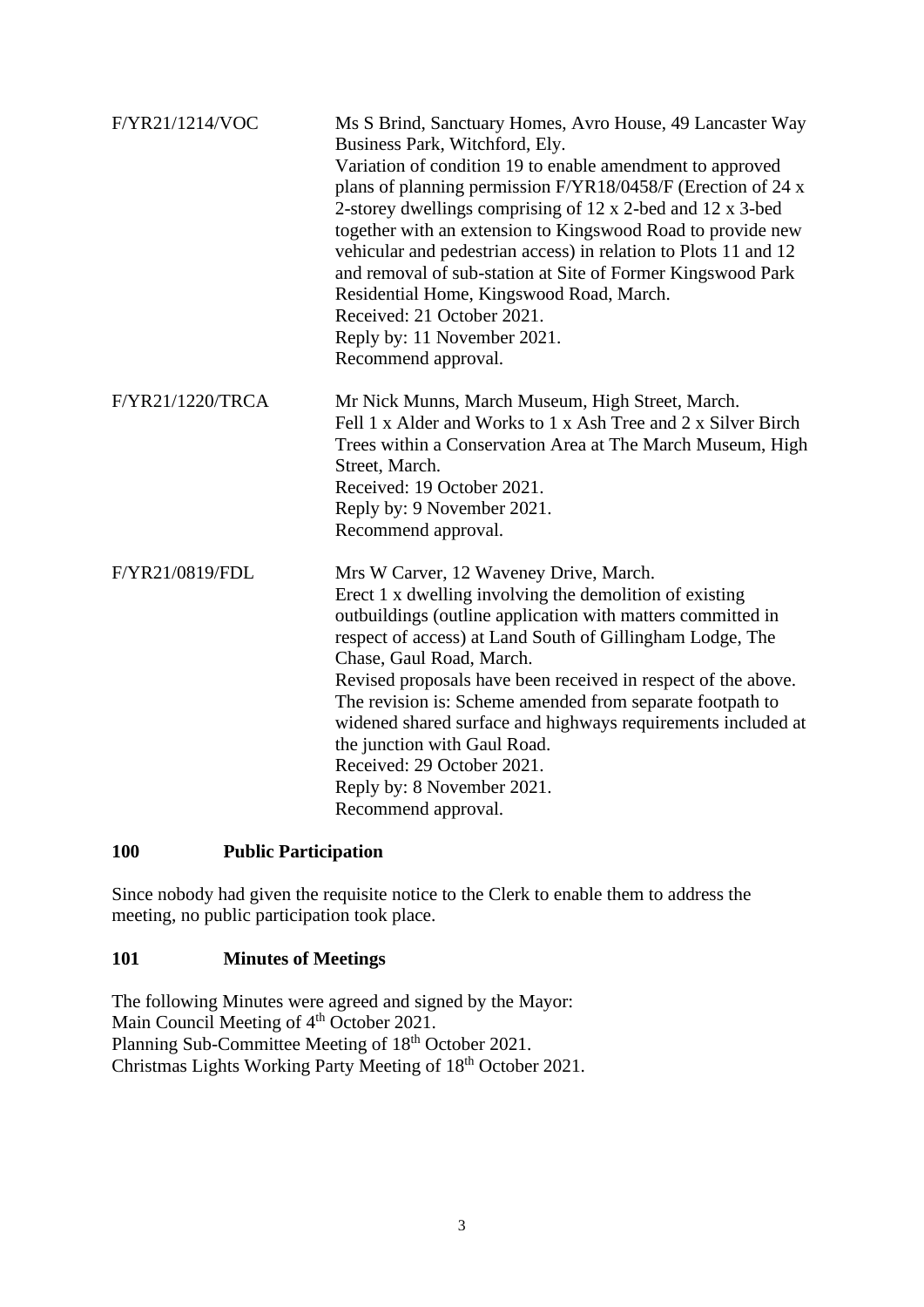| | |
|---|---|
| F/YR21/1214/VOC | Ms S Brind, Sanctuary Homes, Avro House, 49 Lancaster Way Business Park, Witchford, Ely.<br>Variation of condition 19 to enable amendment to approved plans of planning permission F/YR18/0458/F (Erection of 24 x 2-storey dwellings comprising of 12 x 2-bed and 12 x 3-bed together with an extension to Kingswood Road to provide new vehicular and pedestrian access) in relation to Plots 11 and 12 and removal of sub-station at Site of Former Kingswood Park Residential Home, Kingswood Road, March.<br>Received: 21 October 2021.<br>Reply by: 11 November 2021.<br>Recommend approval. |
| F/YR21/1220/TRCA | Mr Nick Munns, March Museum, High Street, March.<br>Fell 1 x Alder and Works to 1 x Ash Tree and 2 x Silver Birch Trees within a Conservation Area at The March Museum, High Street, March.<br>Received: 19 October 2021.<br>Reply by: 9 November 2021.<br>Recommend approval. |
| F/YR21/0819/FDL | Mrs W Carver, 12 Waveney Drive, March.<br>Erect 1 x dwelling involving the demolition of existing outbuildings (outline application with matters committed in respect of access) at Land South of Gillingham Lodge, The Chase, Gaul Road, March.<br>Revised proposals have been received in respect of the above. The revision is: Scheme amended from separate footpath to widened shared surface and highways requirements included at the junction with Gaul Road.<br>Received: 29 October 2021.<br>Reply by: 8 November 2021.<br>Recommend approval. |

## 100 Public Participation

Since nobody had given the requisite notice to the Clerk to enable them to address the meeting, no public participation took place.

## 101 Minutes of Meetings

The following Minutes were agreed and signed by the Mayor:
Main Council Meeting of 4th October 2021.
Planning Sub-Committee Meeting of 18th October 2021.
Christmas Lights Working Party Meeting of 18th October 2021.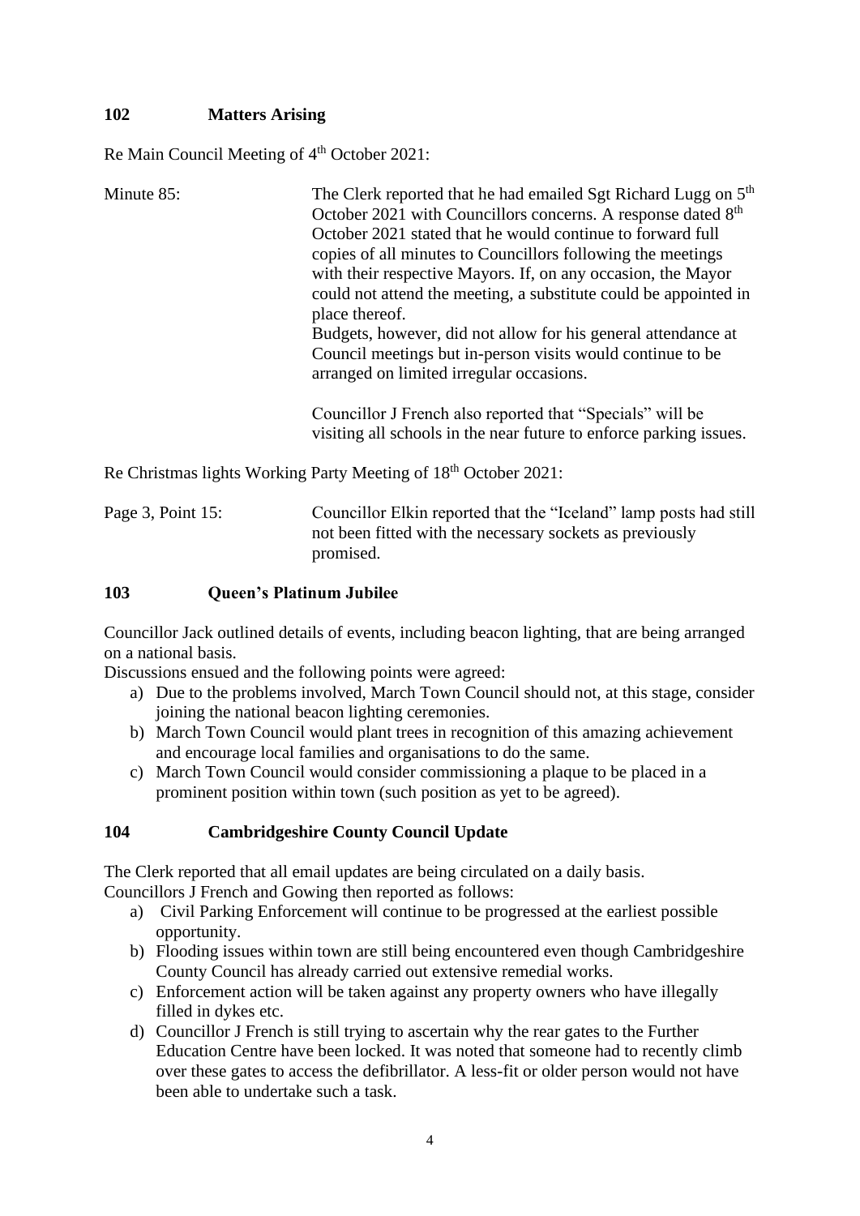## 102 Matters Arising

Re Main Council Meeting of 4th October 2021:

Minute 85: The Clerk reported that he had emailed Sgt Richard Lugg on 5th October 2021 with Councillors concerns. A response dated 8th October 2021 stated that he would continue to forward full copies of all minutes to Councillors following the meetings with their respective Mayors. If, on any occasion, the Mayor could not attend the meeting, a substitute could be appointed in place thereof.
Budgets, however, did not allow for his general attendance at Council meetings but in-person visits would continue to be arranged on limited irregular occasions.

Councillor J French also reported that "Specials" will be visiting all schools in the near future to enforce parking issues.

Re Christmas lights Working Party Meeting of 18th October 2021:

Page 3, Point 15: Councillor Elkin reported that the "Iceland" lamp posts had still not been fitted with the necessary sockets as previously promised.

## 103 Queen's Platinum Jubilee

Councillor Jack outlined details of events, including beacon lighting, that are being arranged on a national basis.
Discussions ensued and the following points were agreed:

a) Due to the problems involved, March Town Council should not, at this stage, consider joining the national beacon lighting ceremonies.
b) March Town Council would plant trees in recognition of this amazing achievement and encourage local families and organisations to do the same.
c) March Town Council would consider commissioning a plaque to be placed in a prominent position within town (such position as yet to be agreed).

## 104 Cambridgeshire County Council Update

The Clerk reported that all email updates are being circulated on a daily basis.
Councillors J French and Gowing then reported as follows:

a) Civil Parking Enforcement will continue to be progressed at the earliest possible opportunity.
b) Flooding issues within town are still being encountered even though Cambridgeshire County Council has already carried out extensive remedial works.
c) Enforcement action will be taken against any property owners who have illegally filled in dykes etc.
d) Councillor J French is still trying to ascertain why the rear gates to the Further Education Centre have been locked. It was noted that someone had to recently climb over these gates to access the defibrillator. A less-fit or older person would not have been able to undertake such a task.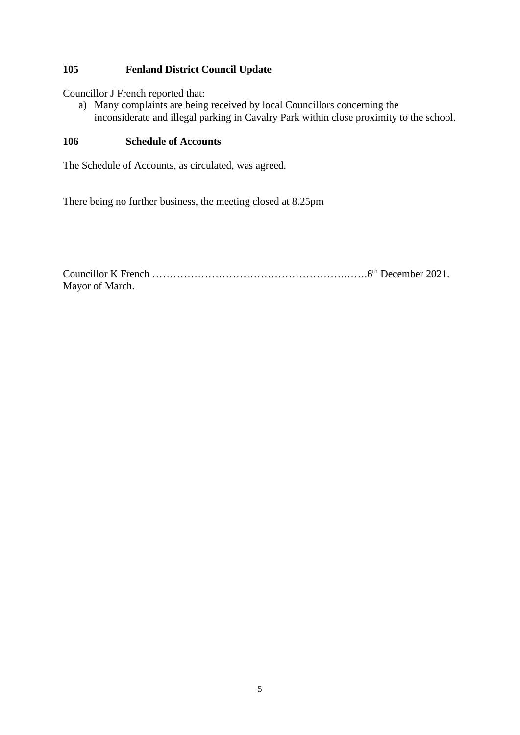### 105 Fenland District Council Update

Councillor J French reported that:

a) Many complaints are being received by local Councillors concerning the inconsiderate and illegal parking in Cavalry Park within close proximity to the school.

### 106 Schedule of Accounts

The Schedule of Accounts, as circulated, was agreed.

There being no further business, the meeting closed at 8.25pm

Councillor K French ………………………………………………..…….6th December 2021.
Mayor of March.